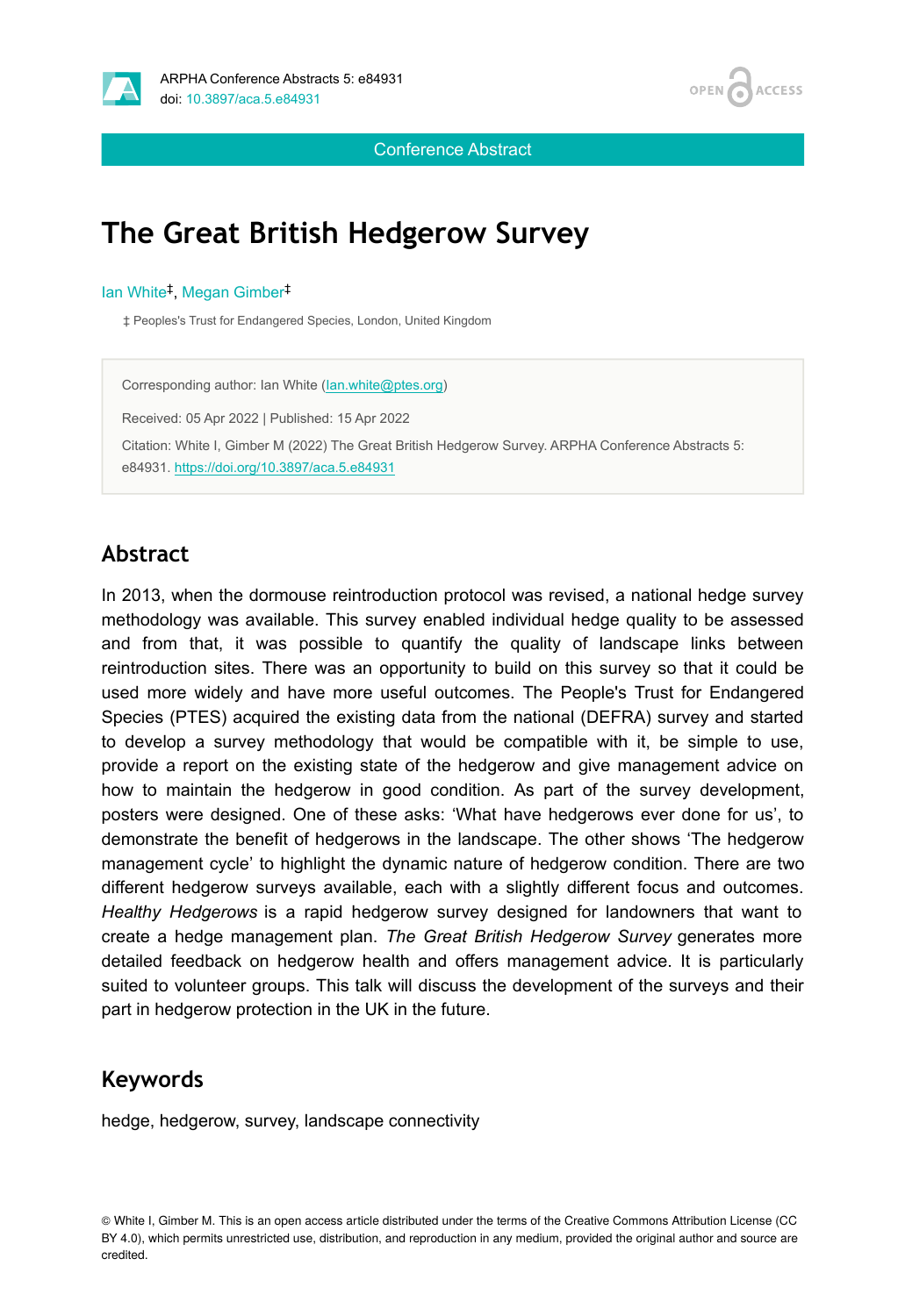Conference Abstract

# The Great British Hedgerow Survey

Ian White[‡], Megan Gimber[‡]

‡ Peoples's Trust for Endangered Species, London, United Kingdom

Corresponding author: Ian White (Ian.white@ptes.org)

Received: 05 Apr 2022 | Published: 15 Apr 2022

Citation: White I, Gimber M (2022) The Great British Hedgerow Survey. ARPHA Conference Abstracts 5: e84931. https://doi.org/10.3897/aca.5.e84931

## Abstract

In 2013, when the dormouse reintroduction protocol was revised, a national hedge survey methodology was available. This survey enabled individual hedge quality to be assessed and from that, it was possible to quantify the quality of landscape links between reintroduction sites. There was an opportunity to build on this survey so that it could be used more widely and have more useful outcomes. The People's Trust for Endangered Species (PTES) acquired the existing data from the national (DEFRA) survey and started to develop a survey methodology that would be compatible with it, be simple to use, provide a report on the existing state of the hedgerow and give management advice on how to maintain the hedgerow in good condition. As part of the survey development, posters were designed. One of these asks: 'What have hedgerows ever done for us', to demonstrate the benefit of hedgerows in the landscape. The other shows 'The hedgerow management cycle' to highlight the dynamic nature of hedgerow condition. There are two different hedgerow surveys available, each with a slightly different focus and outcomes. *Healthy Hedgerows* is a rapid hedgerow survey designed for landowners that want to create a hedge management plan. *The Great British Hedgerow Survey* generates more detailed feedback on hedgerow health and offers management advice. It is particularly suited to volunteer groups. This talk will discuss the development of the surveys and their part in hedgerow protection in the UK in the future.

## Keywords

hedge, hedgerow, survey, landscape connectivity

© White I, Gimber M. This is an open access article distributed under the terms of the Creative Commons Attribution License (CC BY 4.0), which permits unrestricted use, distribution, and reproduction in any medium, provided the original author and source are credited.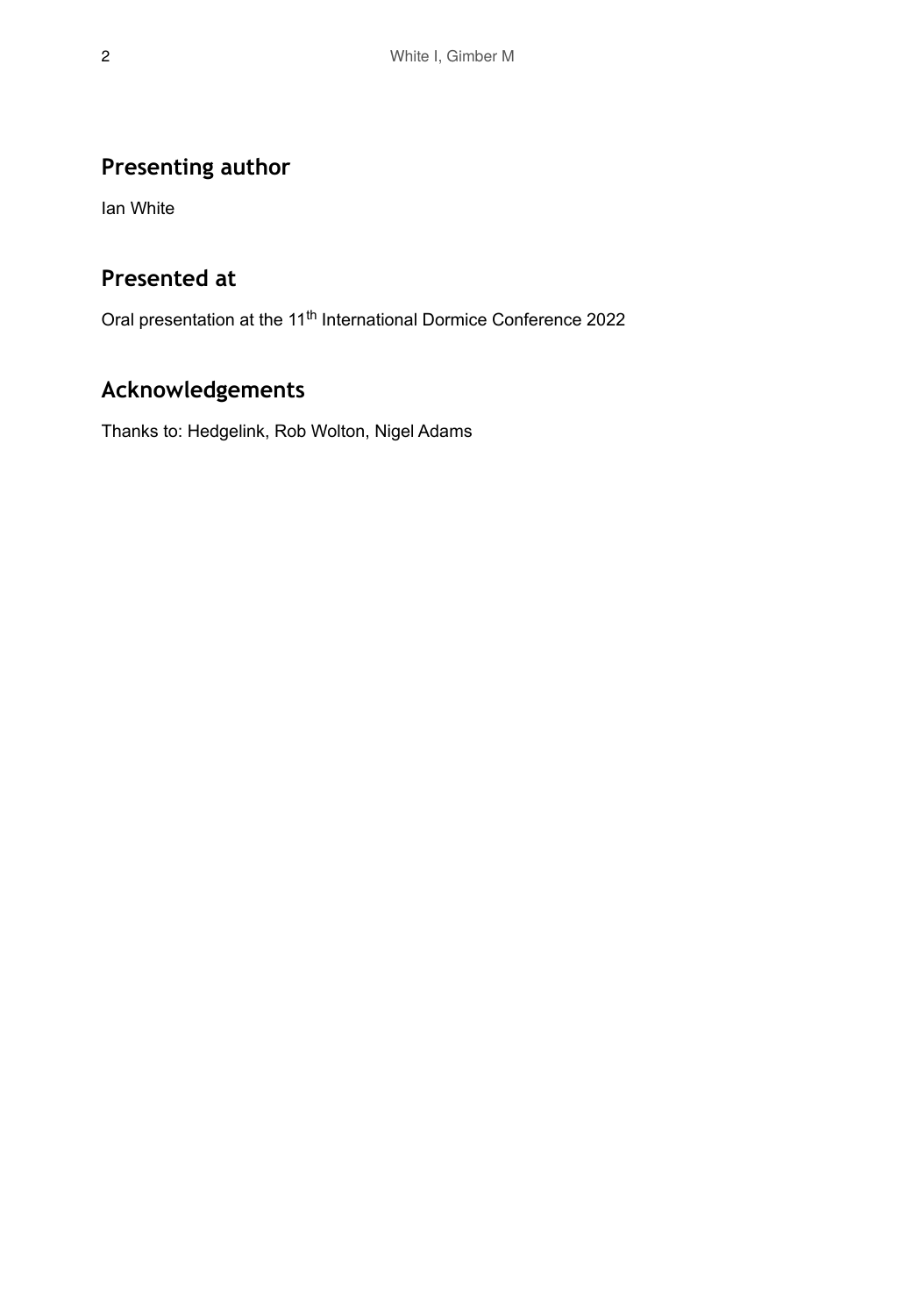## Presenting author

Ian White

## Presented at

Oral presentation at the 11th International Dormice Conference 2022

## Acknowledgements

Thanks to: Hedgelink, Rob Wolton, Nigel Adams